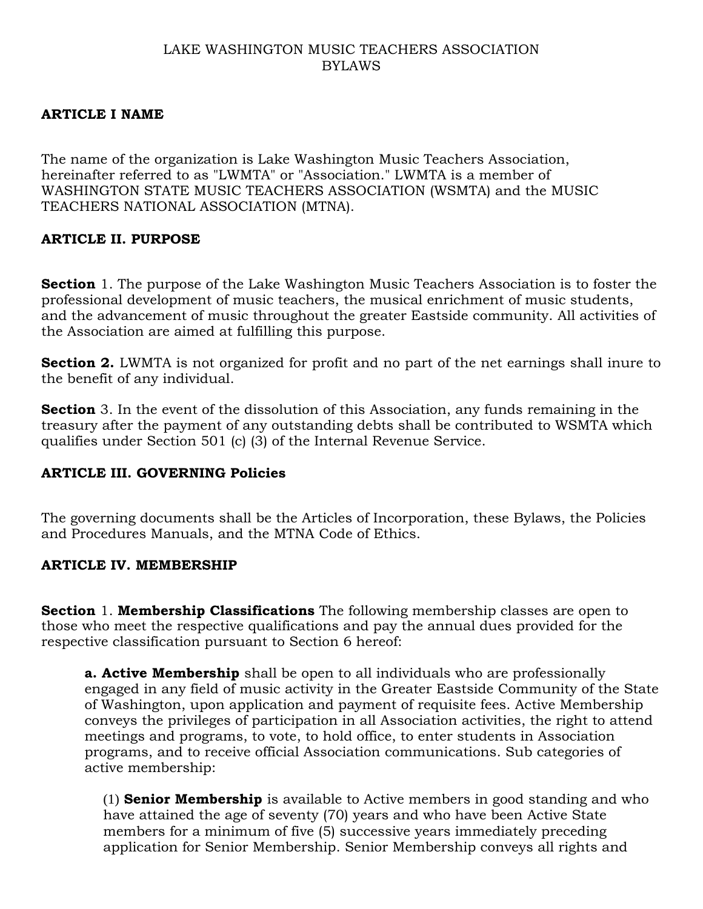# LAKE WASHINGTON MUSIC TEACHERS ASSOCIATION
# BYLAWS

## ARTICLE I NAME

The name of the organization is Lake Washington Music Teachers Association, hereinafter referred to as "LWMTA" or "Association." LWMTA is a member of WASHINGTON STATE MUSIC TEACHERS ASSOCIATION (WSMTA) and the MUSIC TEACHERS NATIONAL ASSOCIATION (MTNA).

## ARTICLE II. PURPOSE

**Section** 1. The purpose of the Lake Washington Music Teachers Association is to foster the professional development of music teachers, the musical enrichment of music students, and the advancement of music throughout the greater Eastside community. All activities of the Association are aimed at fulfilling this purpose.

**Section 2.** LWMTA is not organized for profit and no part of the net earnings shall inure to the benefit of any individual.

**Section** 3. In the event of the dissolution of this Association, any funds remaining in the treasury after the payment of any outstanding debts shall be contributed to WSMTA which qualifies under Section 501 (c) (3) of the Internal Revenue Service.

## ARTICLE III. GOVERNING Policies

The governing documents shall be the Articles of Incorporation, these Bylaws, the Policies and Procedures Manuals, and the MTNA Code of Ethics.

## ARTICLE IV. MEMBERSHIP

**Section** 1. **Membership Classifications** The following membership classes are open to those who meet the respective qualifications and pay the annual dues provided for the respective classification pursuant to Section 6 hereof:

> **a. Active Membership** shall be open to all individuals who are professionally engaged in any field of music activity in the Greater Eastside Community of the State of Washington, upon application and payment of requisite fees. Active Membership conveys the privileges of participation in all Association activities, the right to attend meetings and programs, to vote, to hold office, to enter students in Association programs, and to receive official Association communications. Sub categories of active membership:
>
> > (1) **Senior Membership** is available to Active members in good standing and who have attained the age of seventy (70) years and who have been Active State members for a minimum of five (5) successive years immediately preceding application for Senior Membership. Senior Membership conveys all rights and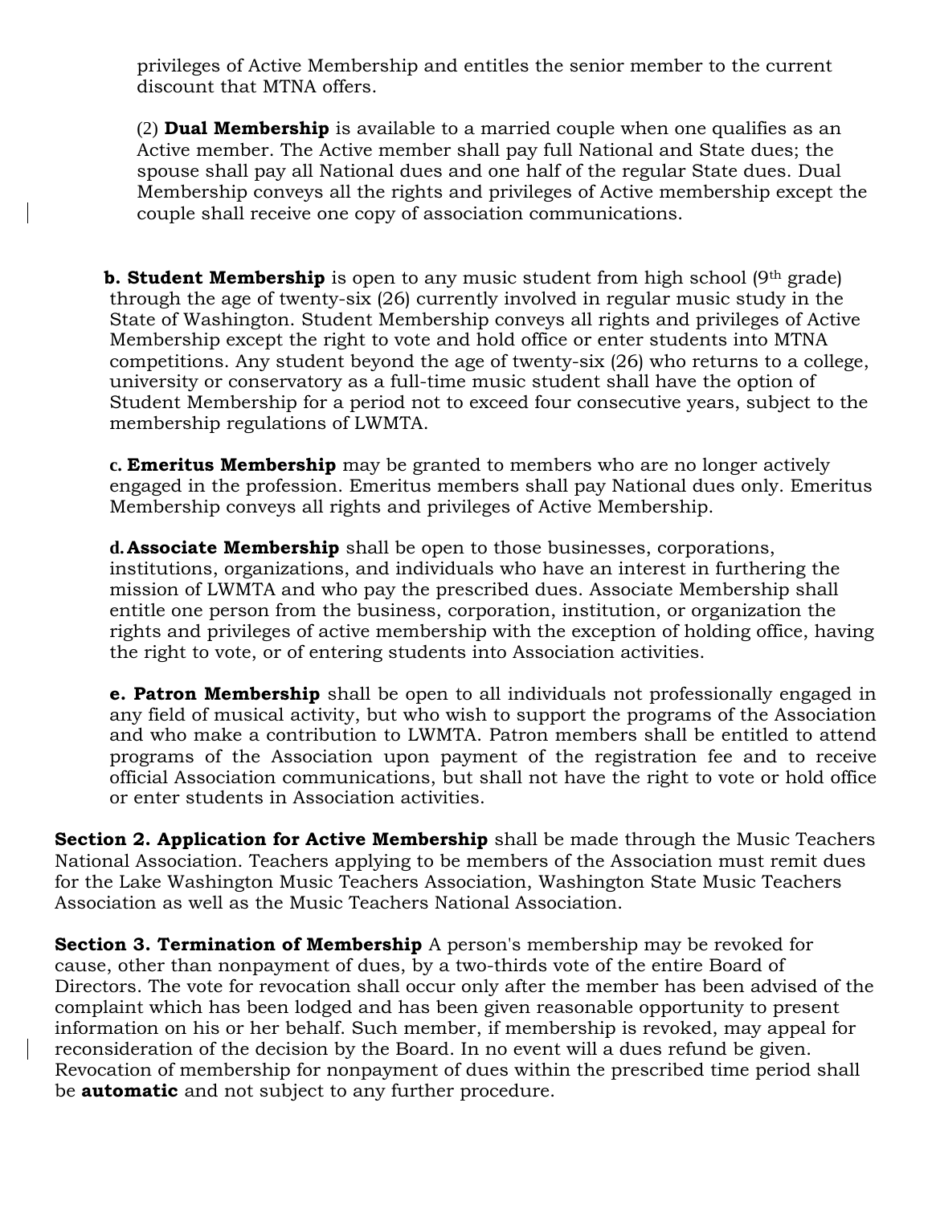privileges of Active Membership and entitles the senior member to the current discount that MTNA offers.

(2) **Dual Membership** is available to a married couple when one qualifies as an Active member. The Active member shall pay full National and State dues; the spouse shall pay all National dues and one half of the regular State dues. Dual Membership conveys all the rights and privileges of Active membership except the couple shall receive one copy of association communications.

**b. Student Membership** is open to any music student from high school (9th grade) through the age of twenty-six (26) currently involved in regular music study in the State of Washington. Student Membership conveys all rights and privileges of Active Membership except the right to vote and hold office or enter students into MTNA competitions. Any student beyond the age of twenty-six (26) who returns to a college, university or conservatory as a full-time music student shall have the option of Student Membership for a period not to exceed four consecutive years, subject to the membership regulations of LWMTA.

**c. Emeritus Membership** may be granted to members who are no longer actively engaged in the profession. Emeritus members shall pay National dues only. Emeritus Membership conveys all rights and privileges of Active Membership.

**d. Associate Membership** shall be open to those businesses, corporations, institutions, organizations, and individuals who have an interest in furthering the mission of LWMTA and who pay the prescribed dues. Associate Membership shall entitle one person from the business, corporation, institution, or organization the rights and privileges of active membership with the exception of holding office, having the right to vote, or of entering students into Association activities.

**e. Patron Membership** shall be open to all individuals not professionally engaged in any field of musical activity, but who wish to support the programs of the Association and who make a contribution to LWMTA. Patron members shall be entitled to attend programs of the Association upon payment of the registration fee and to receive official Association communications, but shall not have the right to vote or hold office or enter students in Association activities.

**Section 2. Application for Active Membership** shall be made through the Music Teachers National Association. Teachers applying to be members of the Association must remit dues for the Lake Washington Music Teachers Association, Washington State Music Teachers Association as well as the Music Teachers National Association.

**Section 3. Termination of Membership** A person's membership may be revoked for cause, other than nonpayment of dues, by a two-thirds vote of the entire Board of Directors. The vote for revocation shall occur only after the member has been advised of the complaint which has been lodged and has been given reasonable opportunity to present information on his or her behalf. Such member, if membership is revoked, may appeal for reconsideration of the decision by the Board. In no event will a dues refund be given. Revocation of membership for nonpayment of dues within the prescribed time period shall be **automatic** and not subject to any further procedure.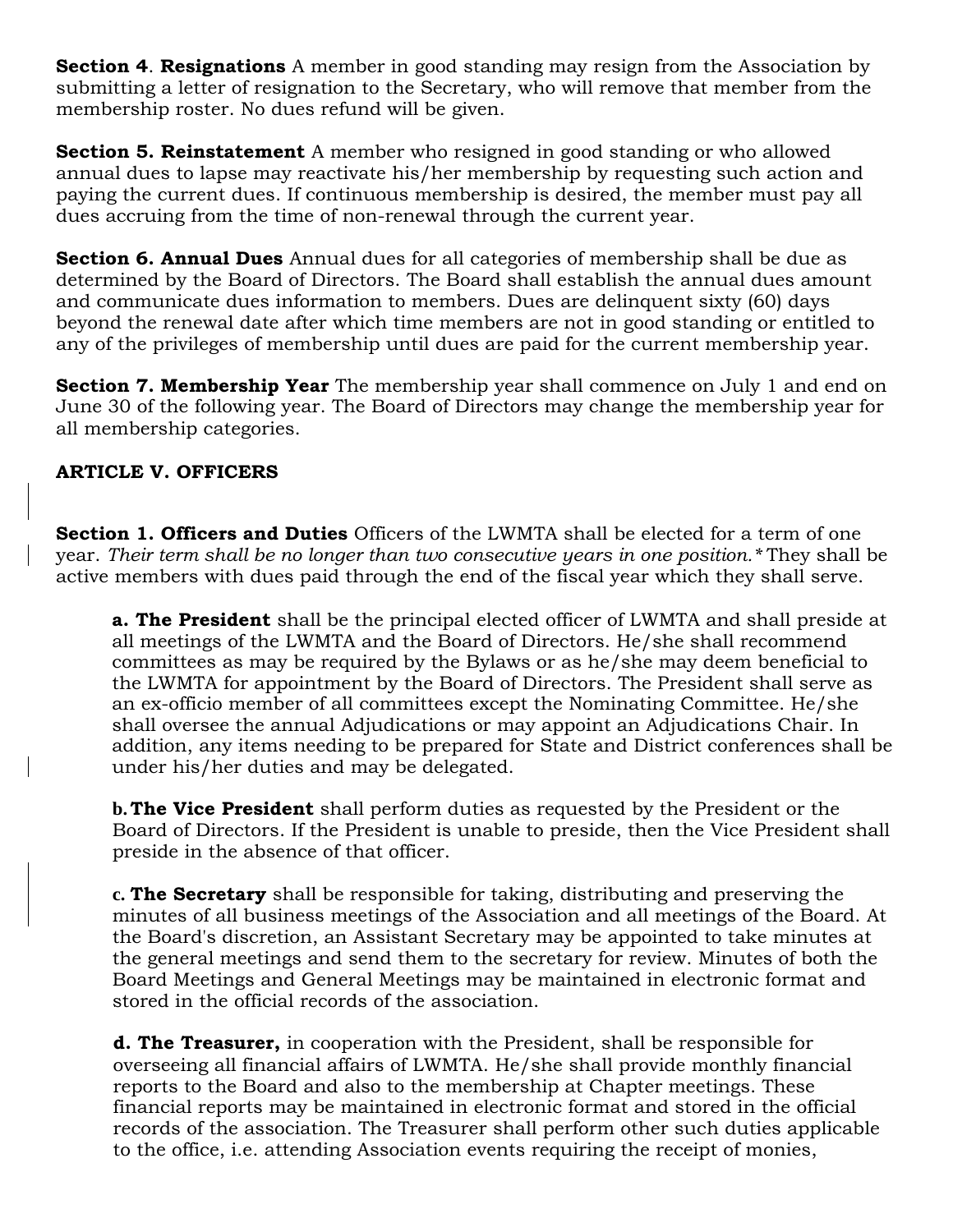**Section 4**. **Resignations** A member in good standing may resign from the Association by submitting a letter of resignation to the Secretary, who will remove that member from the membership roster. No dues refund will be given.

**Section 5. Reinstatement** A member who resigned in good standing or who allowed annual dues to lapse may reactivate his/her membership by requesting such action and paying the current dues. If continuous membership is desired, the member must pay all dues accruing from the time of non-renewal through the current year.

**Section 6. Annual Dues** Annual dues for all categories of membership shall be due as determined by the Board of Directors. The Board shall establish the annual dues amount and communicate dues information to members. Dues are delinquent sixty (60) days beyond the renewal date after which time members are not in good standing or entitled to any of the privileges of membership until dues are paid for the current membership year.

**Section 7. Membership Year** The membership year shall commence on July 1 and end on June 30 of the following year. The Board of Directors may change the membership year for all membership categories.

## ARTICLE V. OFFICERS

**Section 1. Officers and Duties** Officers of the LWMTA shall be elected for a term of one year. *Their term shall be no longer than two consecutive years in one position.** They shall be active members with dues paid through the end of the fiscal year which they shall serve.

**a. The President** shall be the principal elected officer of LWMTA and shall preside at all meetings of the LWMTA and the Board of Directors. He/she shall recommend committees as may be required by the Bylaws or as he/she may deem beneficial to the LWMTA for appointment by the Board of Directors. The President shall serve as an ex-officio member of all committees except the Nominating Committee. He/she shall oversee the annual Adjudications or may appoint an Adjudications Chair. In addition, any items needing to be prepared for State and District conferences shall be under his/her duties and may be delegated.

**b. The Vice President** shall perform duties as requested by the President or the Board of Directors. If the President is unable to preside, then the Vice President shall preside in the absence of that officer.

**c. The Secretary** shall be responsible for taking, distributing and preserving the minutes of all business meetings of the Association and all meetings of the Board. At the Board's discretion, an Assistant Secretary may be appointed to take minutes at the general meetings and send them to the secretary for review. Minutes of both the Board Meetings and General Meetings may be maintained in electronic format and stored in the official records of the association.

**d. The Treasurer,** in cooperation with the President, shall be responsible for overseeing all financial affairs of LWMTA. He/she shall provide monthly financial reports to the Board and also to the membership at Chapter meetings. These financial reports may be maintained in electronic format and stored in the official records of the association. The Treasurer shall perform other such duties applicable to the office, i.e. attending Association events requiring the receipt of monies,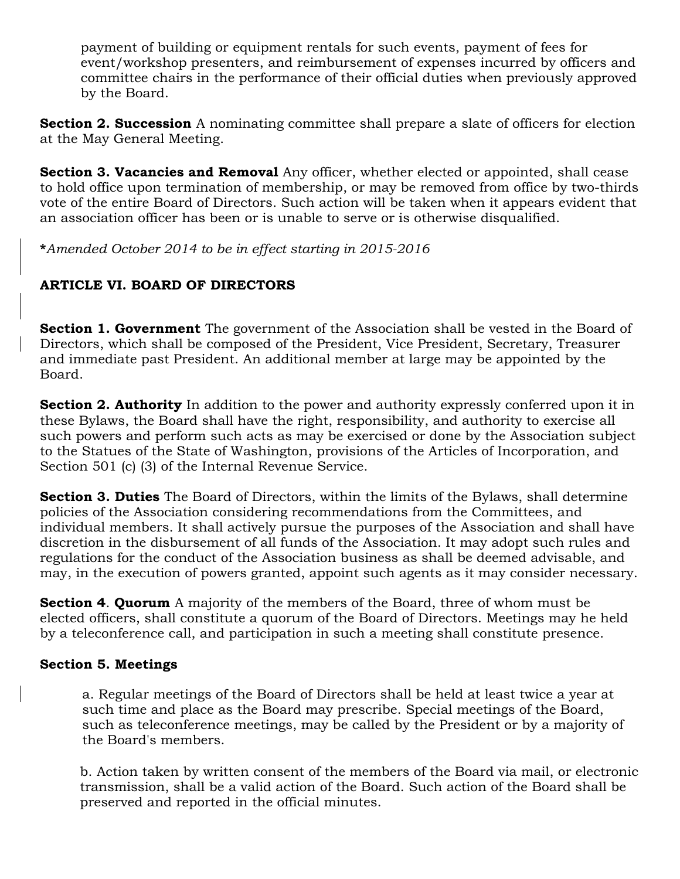payment of building or equipment rentals for such events, payment of fees for event/workshop presenters, and reimbursement of expenses incurred by officers and committee chairs in the performance of their official duties when previously approved by the Board.

**Section 2. Succession** A nominating committee shall prepare a slate of officers for election at the May General Meeting.

**Section 3. Vacancies and Removal** Any officer, whether elected or appointed, shall cease to hold office upon termination of membership, or may be removed from office by two-thirds vote of the entire Board of Directors. Such action will be taken when it appears evident that an association officer has been or is unable to serve or is otherwise disqualified.

***Amended October 2014 to be in effect starting in 2015-2016***

## ARTICLE VI. BOARD OF DIRECTORS

**Section 1. Government** The government of the Association shall be vested in the Board of Directors, which shall be composed of the President, Vice President, Secretary, Treasurer and immediate past President. An additional member at large may be appointed by the Board.

**Section 2. Authority** In addition to the power and authority expressly conferred upon it in these Bylaws, the Board shall have the right, responsibility, and authority to exercise all such powers and perform such acts as may be exercised or done by the Association subject to the Statues of the State of Washington, provisions of the Articles of Incorporation, and Section 501 (c) (3) of the Internal Revenue Service.

**Section 3. Duties** The Board of Directors, within the limits of the Bylaws, shall determine policies of the Association considering recommendations from the Committees, and individual members. It shall actively pursue the purposes of the Association and shall have discretion in the disbursement of all funds of the Association. It may adopt such rules and regulations for the conduct of the Association business as shall be deemed advisable, and may, in the execution of powers granted, appoint such agents as it may consider necessary.

**Section 4**. **Quorum** A majority of the members of the Board, three of whom must be elected officers, shall constitute a quorum of the Board of Directors. Meetings may he held by a teleconference call, and participation in such a meeting shall constitute presence.

**Section 5. Meetings**

a. Regular meetings of the Board of Directors shall be held at least twice a year at such time and place as the Board may prescribe. Special meetings of the Board, such as teleconference meetings, may be called by the President or by a majority of the Board's members.

b. Action taken by written consent of the members of the Board via mail, or electronic transmission, shall be a valid action of the Board. Such action of the Board shall be preserved and reported in the official minutes.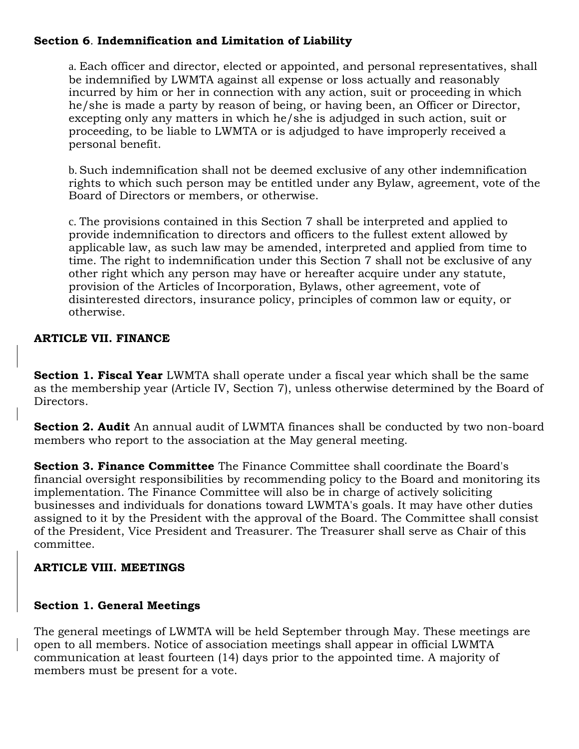**Section 6**. **Indemnification and Limitation of Liability**

a. Each officer and director, elected or appointed, and personal representatives, shall be indemnified by LWMTA against all expense or loss actually and reasonably incurred by him or her in connection with any action, suit or proceeding in which he/she is made a party by reason of being, or having been, an Officer or Director, excepting only any matters in which he/she is adjudged in such action, suit or proceeding, to be liable to LWMTA or is adjudged to have improperly received a personal benefit.

b. Such indemnification shall not be deemed exclusive of any other indemnification rights to which such person may be entitled under any Bylaw, agreement, vote of the Board of Directors or members, or otherwise.

c. The provisions contained in this Section 7 shall be interpreted and applied to provide indemnification to directors and officers to the fullest extent allowed by applicable law, as such law may be amended, interpreted and applied from time to time. The right to indemnification under this Section 7 shall not be exclusive of any other right which any person may have or hereafter acquire under any statute, provision of the Articles of Incorporation, Bylaws, other agreement, vote of disinterested directors, insurance policy, principles of common law or equity, or otherwise.

## ARTICLE VII. FINANCE

**Section 1. Fiscal Year** LWMTA shall operate under a fiscal year which shall be the same as the membership year (Article IV, Section 7), unless otherwise determined by the Board of Directors.

**Section 2. Audit** An annual audit of LWMTA finances shall be conducted by two non-board members who report to the association at the May general meeting.

**Section 3. Finance Committee** The Finance Committee shall coordinate the Board's financial oversight responsibilities by recommending policy to the Board and monitoring its implementation. The Finance Committee will also be in charge of actively soliciting businesses and individuals for donations toward LWMTA's goals. It may have other duties assigned to it by the President with the approval of the Board. The Committee shall consist of the President, Vice President and Treasurer. The Treasurer shall serve as Chair of this committee.

## ARTICLE VIII. MEETINGS

**Section 1. General Meetings**

The general meetings of LWMTA will be held September through May. These meetings are open to all members. Notice of association meetings shall appear in official LWMTA communication at least fourteen (14) days prior to the appointed time. A majority of members must be present for a vote.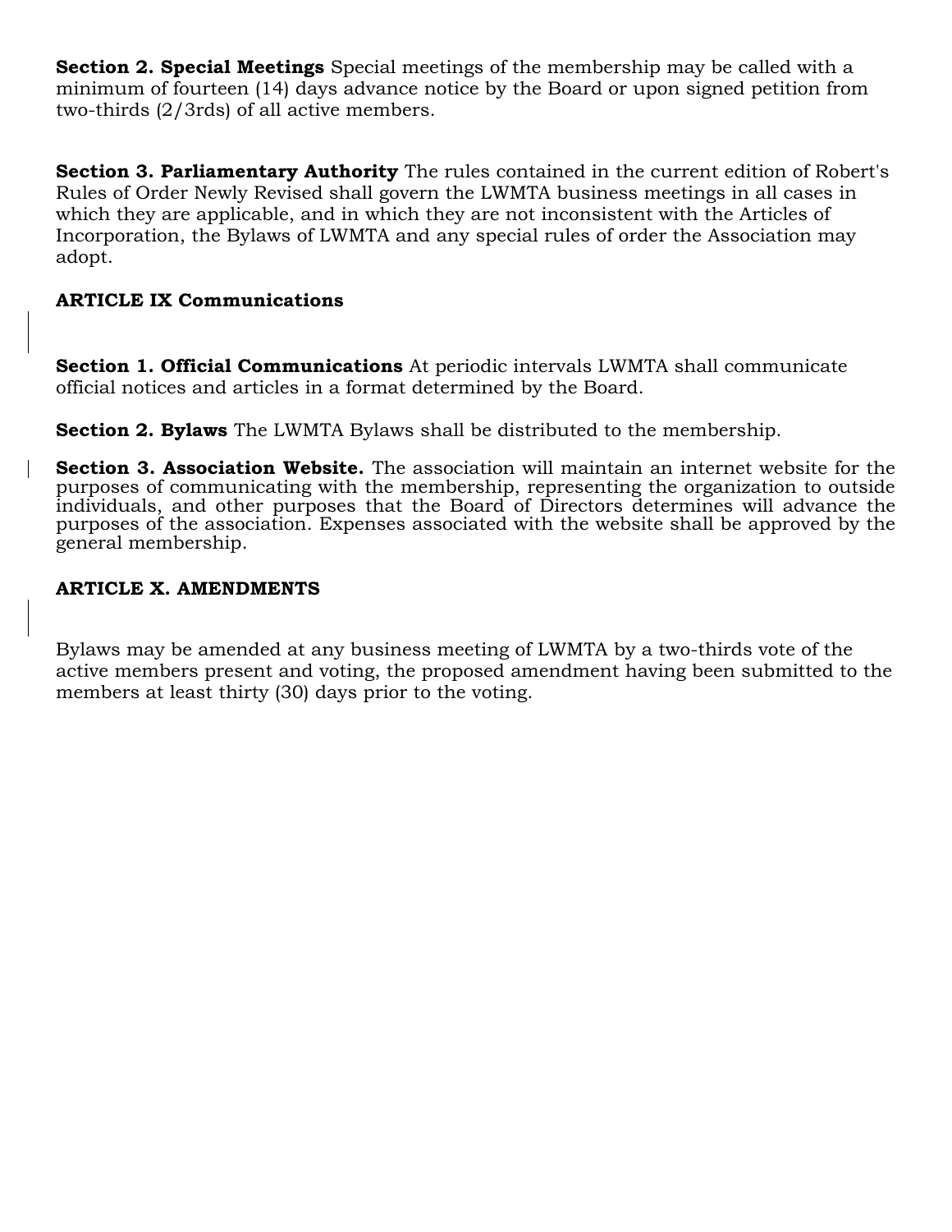**Section 2. Special Meetings** Special meetings of the membership may be called with a minimum of fourteen (14) days advance notice by the Board or upon signed petition from two-thirds (2/3rds) of all active members.

**Section 3. Parliamentary Authority** The rules contained in the current edition of Robert's Rules of Order Newly Revised shall govern the LWMTA business meetings in all cases in which they are applicable, and in which they are not inconsistent with the Articles of Incorporation, the Bylaws of LWMTA and any special rules of order the Association may adopt.

## ARTICLE IX Communications

**Section 1. Official Communications** At periodic intervals LWMTA shall communicate official notices and articles in a format determined by the Board.

**Section 2. Bylaws** The LWMTA Bylaws shall be distributed to the membership.

**Section 3. Association Website.** The association will maintain an internet website for the purposes of communicating with the membership, representing the organization to outside individuals, and other purposes that the Board of Directors determines will advance the purposes of the association. Expenses associated with the website shall be approved by the general membership.

## ARTICLE X. AMENDMENTS

Bylaws may be amended at any business meeting of LWMTA by a two-thirds vote of the active members present and voting, the proposed amendment having been submitted to the members at least thirty (30) days prior to the voting.